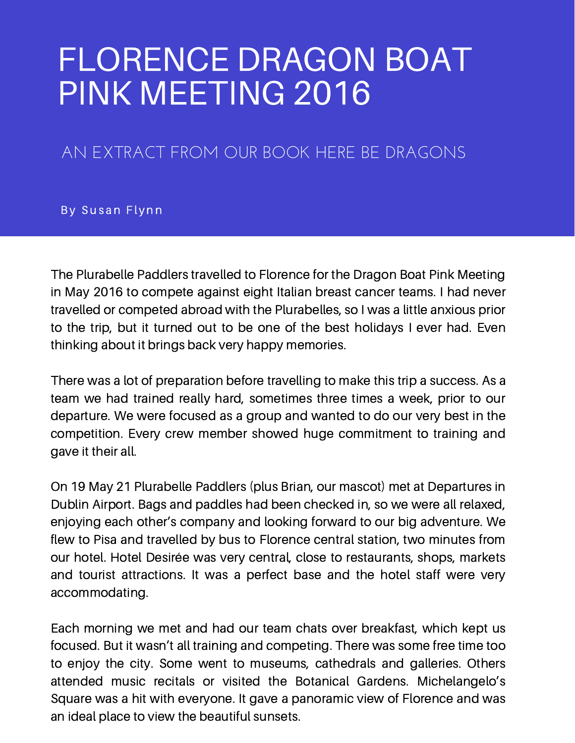# FLORENCE DRAGON BOAT PINK MEETING 2016

## AN EXTRACT FROM OUR BOOK HERE BE DRAGONS

By Susan Flynn

The Plurabelle Paddlers travelled to Florence for the Dragon Boat Pink Meeting in May 2016 to compete against eight Italian breast cancer teams. I had never travelled or competed abroad with the Plurabelles, so I was a little anxious prior to the trip, but it turned out to be one of the best holidays I ever had. Even thinking about it brings back very happy memories.

There was a lot of preparation before travelling to make this trip a success. As a team we had trained really hard, sometimes three times a week, prior to our departure. We were focused as a group and wanted to do our very best in the competition. Every crew member showed huge commitment to training and gave it their all.

On 19 May 21 Plurabelle Paddlers (plus Brian, our mascot) met at Departures in Dublin Airport. Bags and paddles had been checked in, so we were all relaxed, enjoying each other's company and looking forward to our big adventure. We flew to Pisa and travelled by bus to Florence central station, two minutes from our hotel. Hotel Desirée was very central, close to restaurants, shops, markets and tourist attractions. It was a perfect base and the hotel staff were very accommodating.

Each morning we met and had our team chats over breakfast, which kept us focused. But it wasn't all training and competing. There was some free time too to enjoy the city. Some went to museums, cathedrals and galleries. Others attended music recitals or visited the Botanical Gardens. Michelangelo's Square was a hit with everyone. It gave a panoramic view of Florence and was an ideal place to view the beautiful sunsets.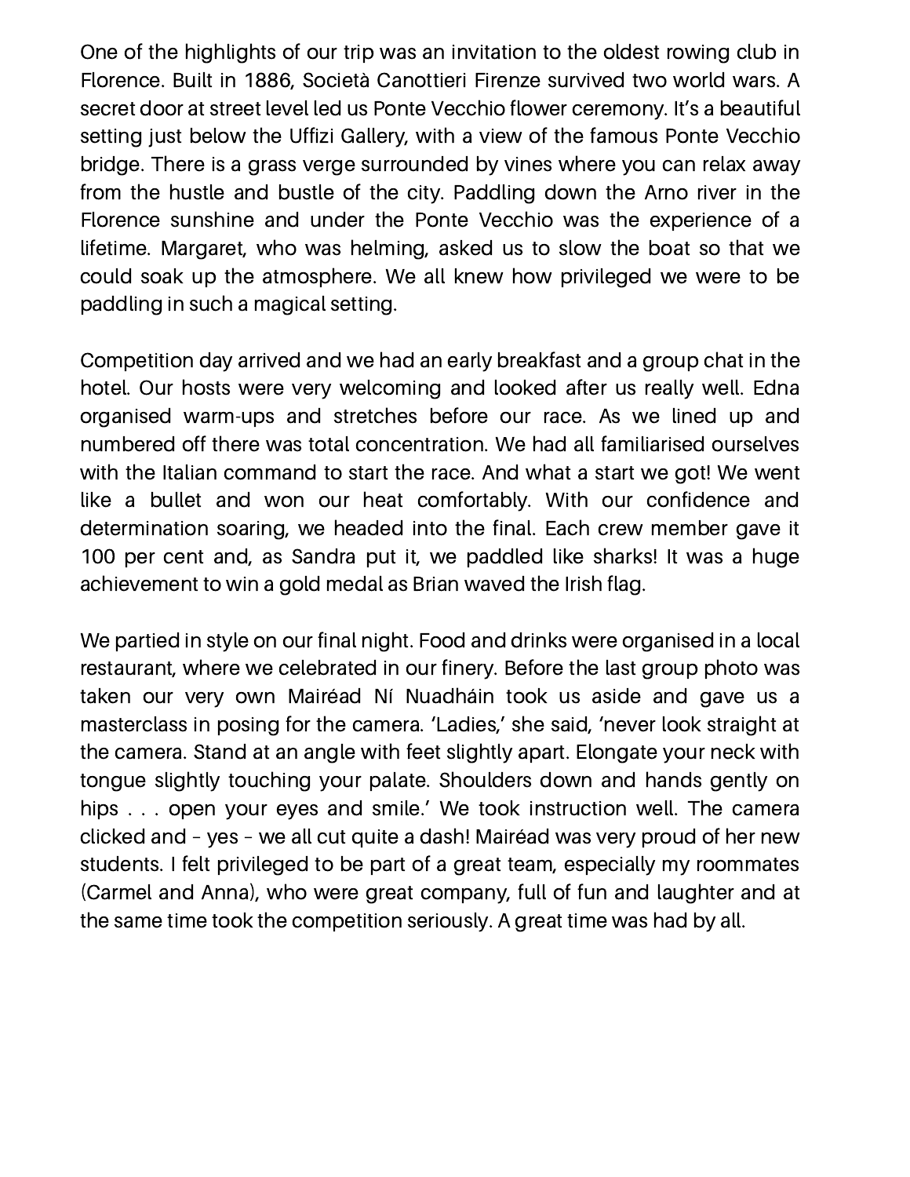One of the highlights of our trip was an invitation to the oldest rowing club in Florence. Built in 1886, Società Canottieri Firenze survived two world wars. A secret door at street level led us Ponte Vecchio flower ceremony. It's a beautiful setting just below the Uffizi Gallery, with a view of the famous Ponte Vecchio bridge. There is a grass verge surrounded by vines where you can relax away from the hustle and bustle of the city. Paddling down the Arno river in the Florence sunshine and under the Ponte Vecchio was the experience of a lifetime. Margaret, who was helming, asked us to slow the boat so that we could soak up the atmosphere. We all knew how privileged we were to be paddling in such a magical setting.

Competition day arrived and we had an early breakfast and a group chat in the hotel. Our hosts were very welcoming and looked after us really well. Edna organised warm-ups and stretches before our race. As we lined up and numbered off there was total concentration. We had all familiarised ourselves with the Italian command to start the race. And what a start we got! We went like a bullet and won our heat comfortably. With our confidence and determination soaring, we headed into the final. Each crew member gave it 100 per cent and, as Sandra put it, we paddled like sharks! It was a huge achievement to win a gold medal as Brian waved the Irish flag.

We partied in style on our final night. Food and drinks were organised in a local restaurant, where we celebrated in our finery. Before the last group photo was taken our very own Mairéad Ní Nuadháin took us aside and gave us a masterclass in posing for the camera. 'Ladies,' she said, 'never look straight at the camera. Stand at an angle with feet slightly apart. Elongate your neck with tongue slightly touching your palate. Shoulders down and hands gently on hips . . . open your eyes and smile.' We took instruction well. The camera clicked and – yes – we all cut quite a dash! Mairéad was very proud of her new students. I felt privileged to be part of a great team, especially my roommates (Carmel and Anna), who were great company, full of fun and laughter and at the same time took the competition seriously. A great time was had by all.